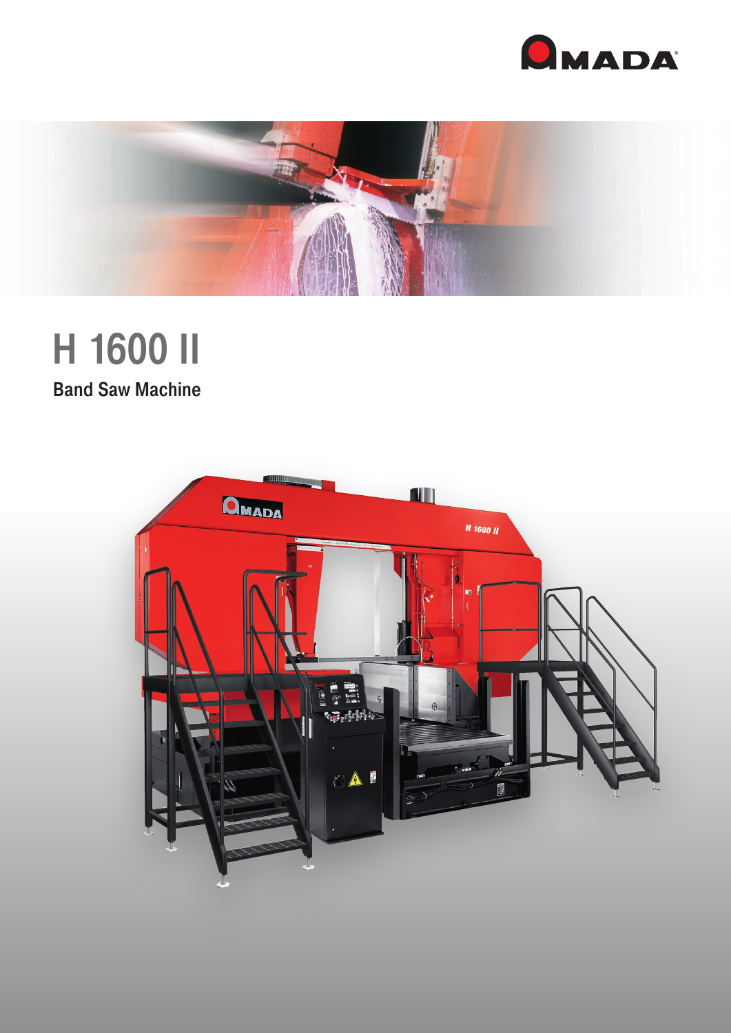# H 1600 II

## Band Saw Machine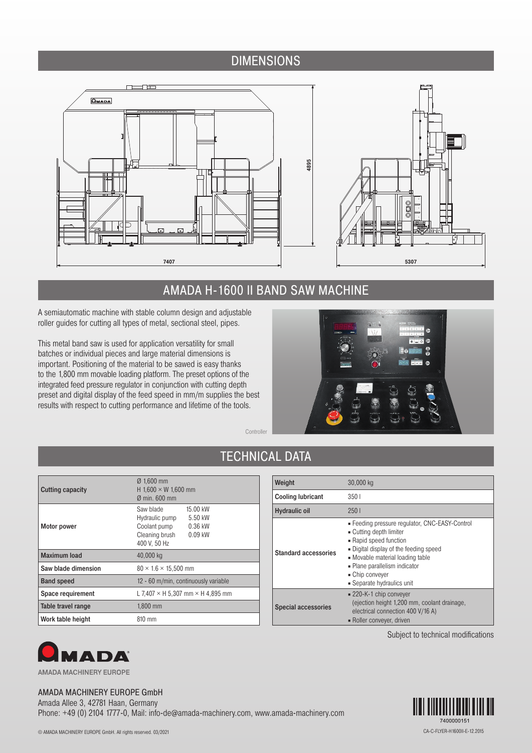## DIMENSIONS

4895

7407

5307

## AMADA H-1600 II BAND SAW MACHINE

A semiautomatic machine with stable column design and adjustable roller guides for cutting all types of metal, sectional steel, pipes.

This metal band saw is used for application versatility for small batches or individual pieces and large material dimensions is important. Positioning of the material to be sawed is easy thanks to the 1,800 mm movable loading platform. The preset options of the integrated feed pressure regulator in conjunction with cutting depth preset and digital display of the feed speed in mm/m supplies the best results with respect to cutting performance and lifetime of the tools.

Controller

## TECHNICAL DATA

| | |
|---|---|
| **Cutting capacity** | Ø 1,600 mm<br>H 1,600 × W 1,600 mm<br>Ø min. 600 mm |
| **Motor power** | Saw blade 15.00 kW<br>Hydraulic pump 5.50 kW<br>Coolant pump 0.36 kW<br>Cleaning brush 0.09 kW<br>400 V, 50 Hz |
| **Maximum load** | 40,000 kg |
| **Saw blade dimension** | 80 × 1.6 × 15,500 mm |
| **Band speed** | 12 - 60 m/min, continuously variable |
| **Space requirement** | L 7,407 × H 5,307 mm × H 4,895 mm |
| **Table travel range** | 1,800 mm |
| **Work table height** | 810 mm |

| | |
|---|---|
| **Weight** | 30,000 kg |
| **Cooling lubricant** | 350 l |
| **Hydraulic oil** | 250 l |
| **Standard accessories** | ▪ Feeding pressure regulator, CNC-EASY-Control<br>▪ Cutting depth limiter<br>▪ Rapid speed function<br>▪ Digital display of the feeding speed<br>▪ Movable material loading table<br>▪ Plane parallelism indicator<br>▪ Chip conveyer<br>▪ Separate hydraulics unit |
| **Special accessories** | ▪ 220-K-1 chip conveyer<br>(ejection height 1,200 mm, coolant drainage, electrical connection 400 V/16 A)<br>▪ Roller conveyer, driven |

Subject to technical modifications

AMADA MACHINERY EUROPE

AMADA MACHINERY EUROPE GmbH
Amada Allee 3, 42781 Haan, Germany
Phone: +49 (0) 2104 1777-0, Mail: info-de@amada-machinery.com, www.amada-machinery.com

7400000151

© AMADA MACHINERY EUROPE GmbH. All rights reserved. 03/2021

CA-C-FLYER-H1600II-E-12.2015